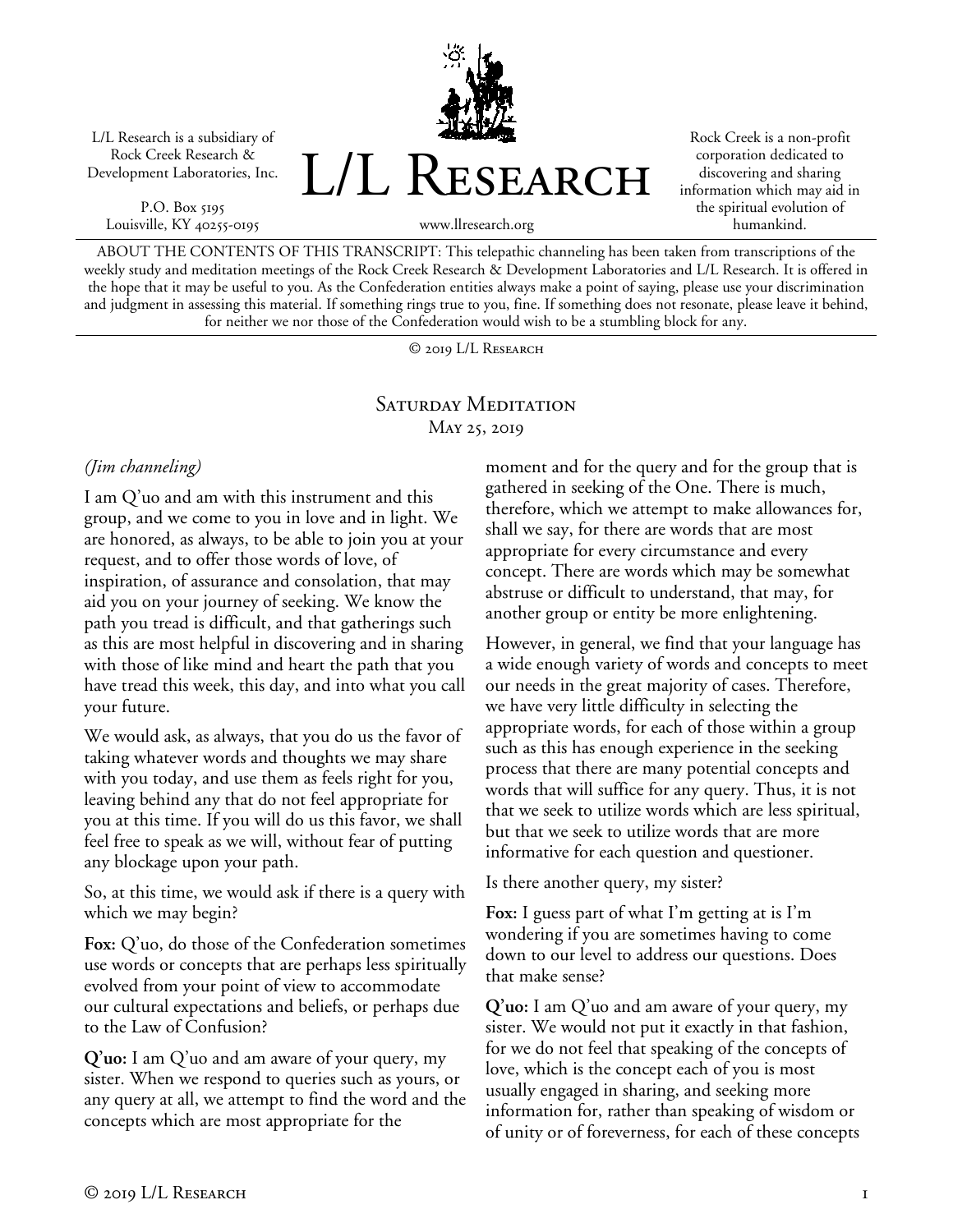L/L Research is a subsidiary of Rock Creek Research & Development Laboratories, Inc.

P.O. Box 5195
Louisville, KY 40255-0195

# L/L Research

www.llresearch.org

Rock Creek is a non-profit corporation dedicated to discovering and sharing information which may aid in the spiritual evolution of humankind.

ABOUT THE CONTENTS OF THIS TRANSCRIPT: This telepathic channeling has been taken from transcriptions of the weekly study and meditation meetings of the Rock Creek Research & Development Laboratories and L/L Research. It is offered in the hope that it may be useful to you. As the Confederation entities always make a point of saying, please use your discrimination and judgment in assessing this material. If something rings true to you, fine. If something does not resonate, please leave it behind, for neither we nor those of the Confederation would wish to be a stumbling block for any.

© 2019 L/L Research

## Saturday Meditation
May 25, 2019

*(Jim channeling)*

I am Q'uo and am with this instrument and this group, and we come to you in love and in light. We are honored, as always, to be able to join you at your request, and to offer those words of love, of inspiration, of assurance and consolation, that may aid you on your journey of seeking. We know the path you tread is difficult, and that gatherings such as this are most helpful in discovering and in sharing with those of like mind and heart the path that you have tread this week, this day, and into what you call your future.

We would ask, as always, that you do us the favor of taking whatever words and thoughts we may share with you today, and use them as feels right for you, leaving behind any that do not feel appropriate for you at this time. If you will do us this favor, we shall feel free to speak as we will, without fear of putting any blockage upon your path.

So, at this time, we would ask if there is a query with which we may begin?

**Fox:** Q'uo, do those of the Confederation sometimes use words or concepts that are perhaps less spiritually evolved from your point of view to accommodate our cultural expectations and beliefs, or perhaps due to the Law of Confusion?

**Q'uo:** I am Q'uo and am aware of your query, my sister. When we respond to queries such as yours, or any query at all, we attempt to find the word and the concepts which are most appropriate for the moment and for the query and for the group that is gathered in seeking of the One. There is much, therefore, which we attempt to make allowances for, shall we say, for there are words that are most appropriate for every circumstance and every concept. There are words which may be somewhat abstruse or difficult to understand, that may, for another group or entity be more enlightening.

However, in general, we find that your language has a wide enough variety of words and concepts to meet our needs in the great majority of cases. Therefore, we have very little difficulty in selecting the appropriate words, for each of those within a group such as this has enough experience in the seeking process that there are many potential concepts and words that will suffice for any query. Thus, it is not that we seek to utilize words which are less spiritual, but that we seek to utilize words that are more informative for each question and questioner.

Is there another query, my sister?

**Fox:** I guess part of what I'm getting at is I'm wondering if you are sometimes having to come down to our level to address our questions. Does that make sense?

**Q'uo:** I am Q'uo and am aware of your query, my sister. We would not put it exactly in that fashion, for we do not feel that speaking of the concepts of love, which is the concept each of you is most usually engaged in sharing, and seeking more information for, rather than speaking of wisdom or of unity or of foreverness, for each of these concepts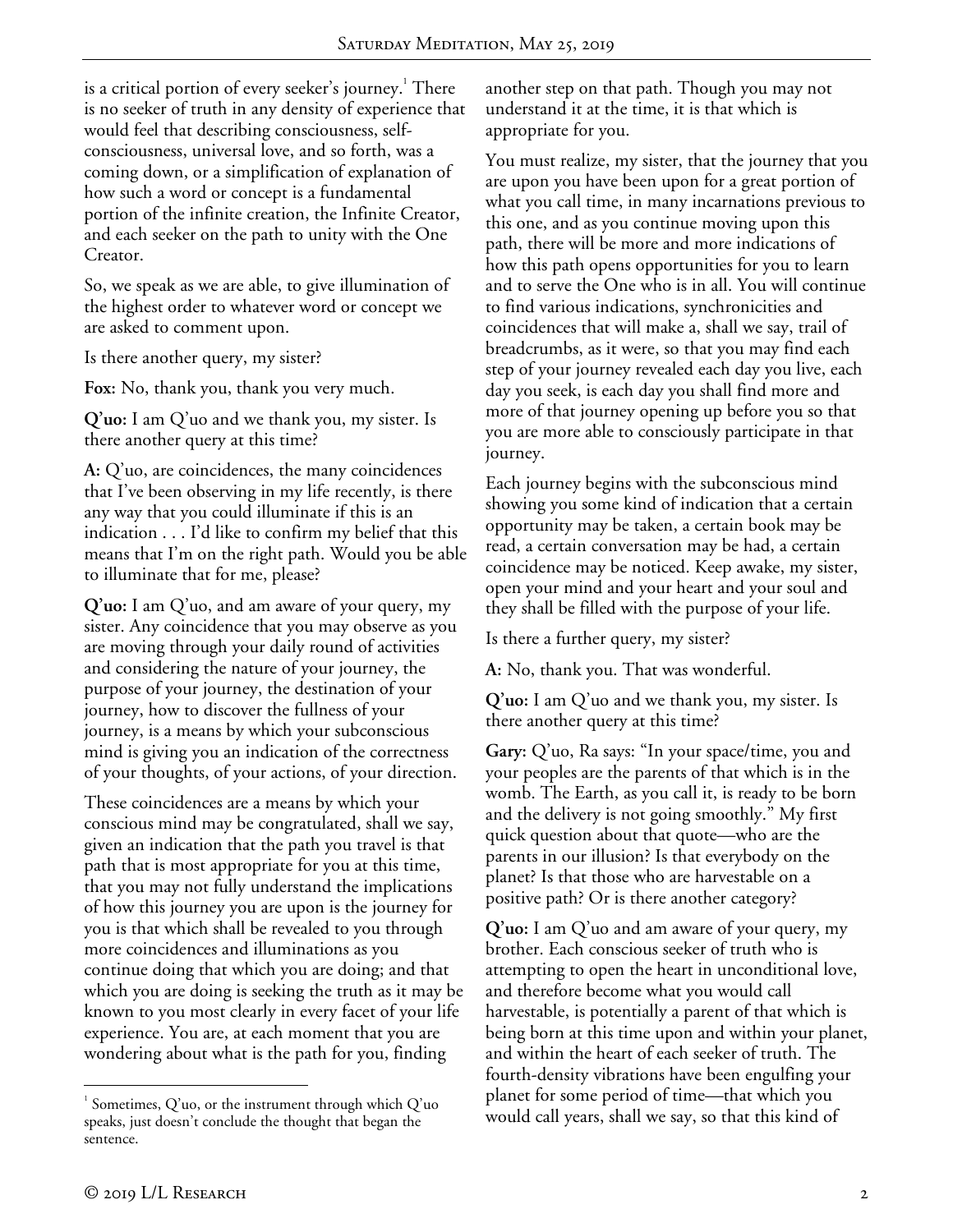is a critical portion of every seeker's journey.[1] There is no seeker of truth in any density of experience that would feel that describing consciousness, self-consciousness, universal love, and so forth, was a coming down, or a simplification of explanation of how such a word or concept is a fundamental portion of the infinite creation, the Infinite Creator, and each seeker on the path to unity with the One Creator.

So, we speak as we are able, to give illumination of the highest order to whatever word or concept we are asked to comment upon.

Is there another query, my sister?

**Fox:** No, thank you, thank you very much.

**Q'uo:** I am Q'uo and we thank you, my sister. Is there another query at this time?

**A:** Q'uo, are coincidences, the many coincidences that I've been observing in my life recently, is there any way that you could illuminate if this is an indication . . . I'd like to confirm my belief that this means that I'm on the right path. Would you be able to illuminate that for me, please?

**Q'uo:** I am Q'uo, and am aware of your query, my sister. Any coincidence that you may observe as you are moving through your daily round of activities and considering the nature of your journey, the purpose of your journey, the destination of your journey, how to discover the fullness of your journey, is a means by which your subconscious mind is giving you an indication of the correctness of your thoughts, of your actions, of your direction.

These coincidences are a means by which your conscious mind may be congratulated, shall we say, given an indication that the path you travel is that path that is most appropriate for you at this time, that you may not fully understand the implications of how this journey you are upon is the journey for you is that which shall be revealed to you through more coincidences and illuminations as you continue doing that which you are doing; and that which you are doing is seeking the truth as it may be known to you most clearly in every facet of your life experience. You are, at each moment that you are wondering about what is the path for you, finding another step on that path. Though you may not understand it at the time, it is that which is appropriate for you.

You must realize, my sister, that the journey that you are upon you have been upon for a great portion of what you call time, in many incarnations previous to this one, and as you continue moving upon this path, there will be more and more indications of how this path opens opportunities for you to learn and to serve the One who is in all. You will continue to find various indications, synchronicities and coincidences that will make a, shall we say, trail of breadcrumbs, as it were, so that you may find each step of your journey revealed each day you live, each day you seek, is each day you shall find more and more of that journey opening up before you so that you are more able to consciously participate in that journey.

Each journey begins with the subconscious mind showing you some kind of indication that a certain opportunity may be taken, a certain book may be read, a certain conversation may be had, a certain coincidence may be noticed. Keep awake, my sister, open your mind and your heart and your soul and they shall be filled with the purpose of your life.

Is there a further query, my sister?

**A:** No, thank you. That was wonderful.

**Q'uo:** I am Q'uo and we thank you, my sister. Is there another query at this time?

**Gary:** Q'uo, Ra says: "In your space/time, you and your peoples are the parents of that which is in the womb. The Earth, as you call it, is ready to be born and the delivery is not going smoothly." My first quick question about that quote—who are the parents in our illusion? Is that everybody on the planet? Is that those who are harvestable on a positive path? Or is there another category?

**Q'uo:** I am Q'uo and am aware of your query, my brother. Each conscious seeker of truth who is attempting to open the heart in unconditional love, and therefore become what you would call harvestable, is potentially a parent of that which is being born at this time upon and within your planet, and within the heart of each seeker of truth. The fourth-density vibrations have been engulfing your planet for some period of time—that which you would call years, shall we say, so that this kind of

[1] Sometimes, Q'uo, or the instrument through which Q'uo speaks, just doesn't conclude the thought that began the sentence.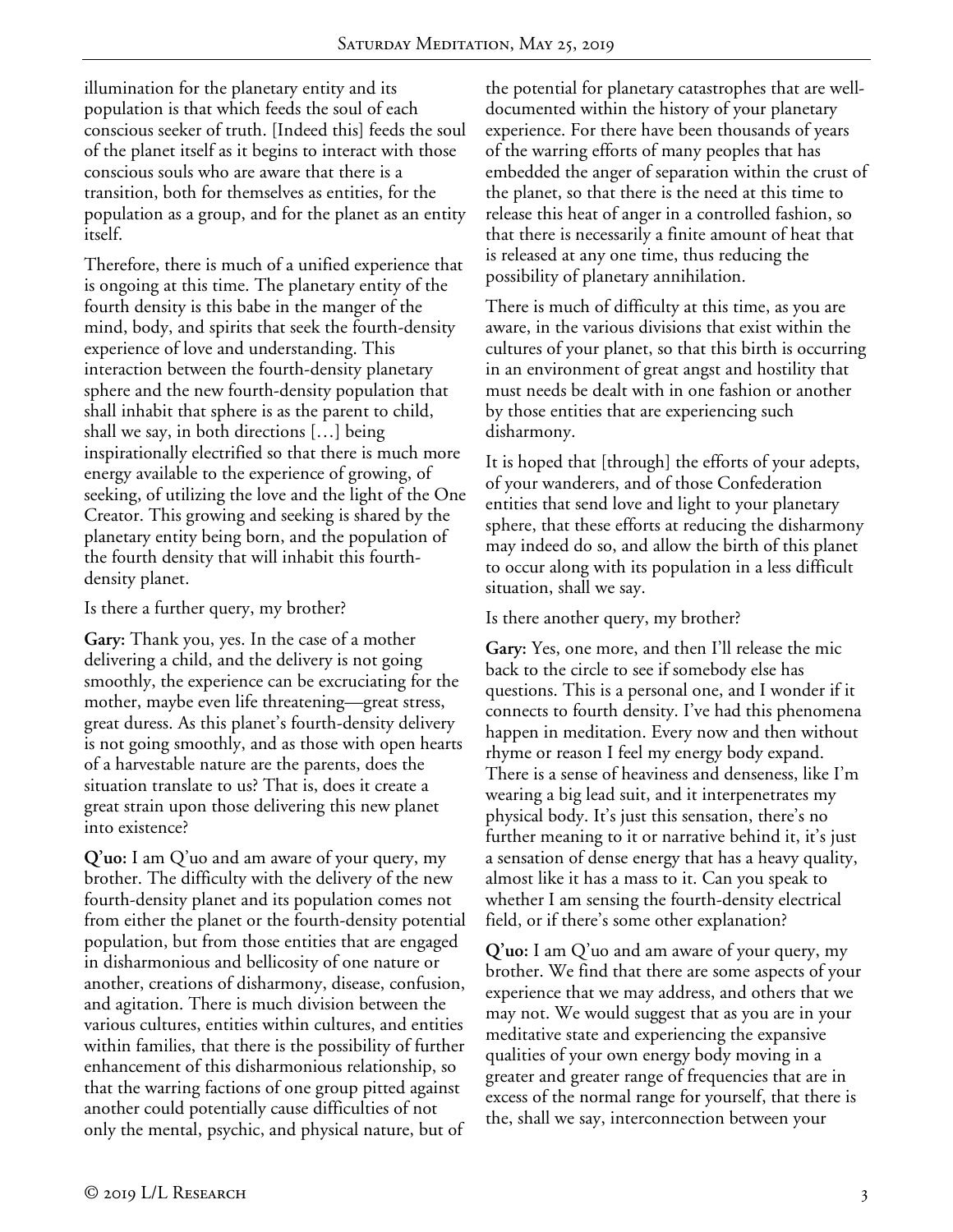illumination for the planetary entity and its population is that which feeds the soul of each conscious seeker of truth. [Indeed this] feeds the soul of the planet itself as it begins to interact with those conscious souls who are aware that there is a transition, both for themselves as entities, for the population as a group, and for the planet as an entity itself.

Therefore, there is much of a unified experience that is ongoing at this time. The planetary entity of the fourth density is this babe in the manger of the mind, body, and spirits that seek the fourth-density experience of love and understanding. This interaction between the fourth-density planetary sphere and the new fourth-density population that shall inhabit that sphere is as the parent to child, shall we say, in both directions […] being inspirationally electrified so that there is much more energy available to the experience of growing, of seeking, of utilizing the love and the light of the One Creator. This growing and seeking is shared by the planetary entity being born, and the population of the fourth density that will inhabit this fourth-density planet.

Is there a further query, my brother?

**Gary:** Thank you, yes. In the case of a mother delivering a child, and the delivery is not going smoothly, the experience can be excruciating for the mother, maybe even life threatening—great stress, great duress. As this planet's fourth-density delivery is not going smoothly, and as those with open hearts of a harvestable nature are the parents, does the situation translate to us? That is, does it create a great strain upon those delivering this new planet into existence?

**Q'uo:** I am Q'uo and am aware of your query, my brother. The difficulty with the delivery of the new fourth-density planet and its population comes not from either the planet or the fourth-density potential population, but from those entities that are engaged in disharmonious and bellicosity of one nature or another, creations of disharmony, disease, confusion, and agitation. There is much division between the various cultures, entities within cultures, and entities within families, that there is the possibility of further enhancement of this disharmonious relationship, so that the warring factions of one group pitted against another could potentially cause difficulties of not only the mental, psychic, and physical nature, but of the potential for planetary catastrophes that are well-documented within the history of your planetary experience. For there have been thousands of years of the warring efforts of many peoples that has embedded the anger of separation within the crust of the planet, so that there is the need at this time to release this heat of anger in a controlled fashion, so that there is necessarily a finite amount of heat that is released at any one time, thus reducing the possibility of planetary annihilation.

There is much of difficulty at this time, as you are aware, in the various divisions that exist within the cultures of your planet, so that this birth is occurring in an environment of great angst and hostility that must needs be dealt with in one fashion or another by those entities that are experiencing such disharmony.

It is hoped that [through] the efforts of your adepts, of your wanderers, and of those Confederation entities that send love and light to your planetary sphere, that these efforts at reducing the disharmony may indeed do so, and allow the birth of this planet to occur along with its population in a less difficult situation, shall we say.

Is there another query, my brother?

**Gary:** Yes, one more, and then I'll release the mic back to the circle to see if somebody else has questions. This is a personal one, and I wonder if it connects to fourth density. I've had this phenomena happen in meditation. Every now and then without rhyme or reason I feel my energy body expand. There is a sense of heaviness and denseness, like I'm wearing a big lead suit, and it interpenetrates my physical body. It's just this sensation, there's no further meaning to it or narrative behind it, it's just a sensation of dense energy that has a heavy quality, almost like it has a mass to it. Can you speak to whether I am sensing the fourth-density electrical field, or if there's some other explanation?

**Q'uo:** I am Q'uo and am aware of your query, my brother. We find that there are some aspects of your experience that we may address, and others that we may not. We would suggest that as you are in your meditative state and experiencing the expansive qualities of your own energy body moving in a greater and greater range of frequencies that are in excess of the normal range for yourself, that there is the, shall we say, interconnection between your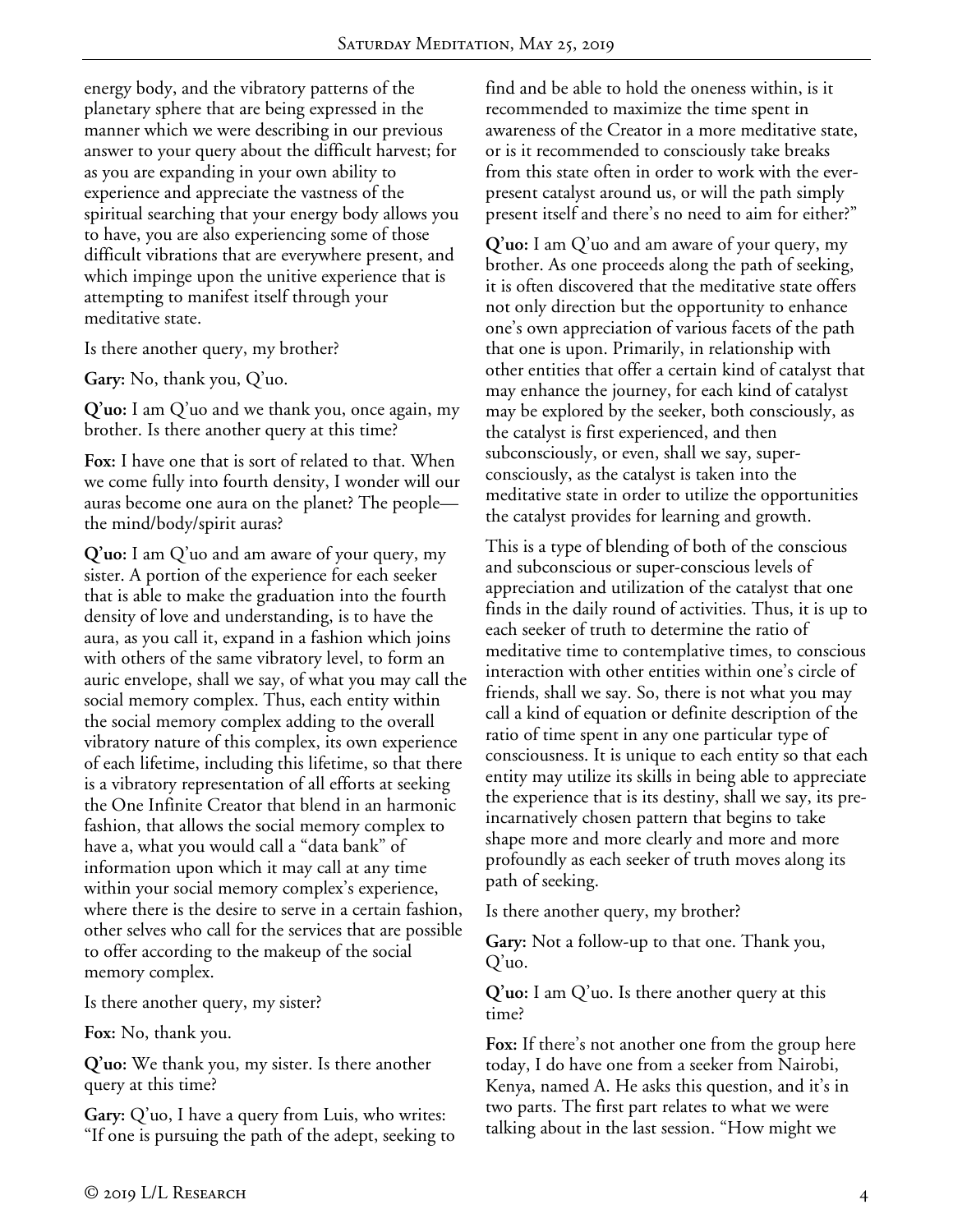energy body, and the vibratory patterns of the planetary sphere that are being expressed in the manner which we were describing in our previous answer to your query about the difficult harvest; for as you are expanding in your own ability to experience and appreciate the vastness of the spiritual searching that your energy body allows you to have, you are also experiencing some of those difficult vibrations that are everywhere present, and which impinge upon the unitive experience that is attempting to manifest itself through your meditative state.

Is there another query, my brother?

**Gary:** No, thank you, Q'uo.

**Q'uo:** I am Q'uo and we thank you, once again, my brother. Is there another query at this time?

**Fox:** I have one that is sort of related to that. When we come fully into fourth density, I wonder will our auras become one aura on the planet? The people—the mind/body/spirit auras?

**Q'uo:** I am Q'uo and am aware of your query, my sister. A portion of the experience for each seeker that is able to make the graduation into the fourth density of love and understanding, is to have the aura, as you call it, expand in a fashion which joins with others of the same vibratory level, to form an auric envelope, shall we say, of what you may call the social memory complex. Thus, each entity within the social memory complex adding to the overall vibratory nature of this complex, its own experience of each lifetime, including this lifetime, so that there is a vibratory representation of all efforts at seeking the One Infinite Creator that blend in an harmonic fashion, that allows the social memory complex to have a, what you would call a "data bank" of information upon which it may call at any time within your social memory complex's experience, where there is the desire to serve in a certain fashion, other selves who call for the services that are possible to offer according to the makeup of the social memory complex.

Is there another query, my sister?

**Fox:** No, thank you.

**Q'uo:** We thank you, my sister. Is there another query at this time?

**Gary:** Q'uo, I have a query from Luis, who writes: "If one is pursuing the path of the adept, seeking to find and be able to hold the oneness within, is it recommended to maximize the time spent in awareness of the Creator in a more meditative state, or is it recommended to consciously take breaks from this state often in order to work with the ever-present catalyst around us, or will the path simply present itself and there's no need to aim for either?"

**Q'uo:** I am Q'uo and am aware of your query, my brother. As one proceeds along the path of seeking, it is often discovered that the meditative state offers not only direction but the opportunity to enhance one's own appreciation of various facets of the path that one is upon. Primarily, in relationship with other entities that offer a certain kind of catalyst that may enhance the journey, for each kind of catalyst may be explored by the seeker, both consciously, as the catalyst is first experienced, and then subconsciously, or even, shall we say, super-consciously, as the catalyst is taken into the meditative state in order to utilize the opportunities the catalyst provides for learning and growth.

This is a type of blending of both of the conscious and subconscious or super-conscious levels of appreciation and utilization of the catalyst that one finds in the daily round of activities. Thus, it is up to each seeker of truth to determine the ratio of meditative time to contemplative times, to conscious interaction with other entities within one's circle of friends, shall we say. So, there is not what you may call a kind of equation or definite description of the ratio of time spent in any one particular type of consciousness. It is unique to each entity so that each entity may utilize its skills in being able to appreciate the experience that is its destiny, shall we say, its pre-incarnatively chosen pattern that begins to take shape more and more clearly and more and more profoundly as each seeker of truth moves along its path of seeking.

Is there another query, my brother?

**Gary:** Not a follow-up to that one. Thank you, Q'uo.

**Q'uo:** I am Q'uo. Is there another query at this time?

**Fox:** If there's not another one from the group here today, I do have one from a seeker from Nairobi, Kenya, named A. He asks this question, and it's in two parts. The first part relates to what we were talking about in the last session. "How might we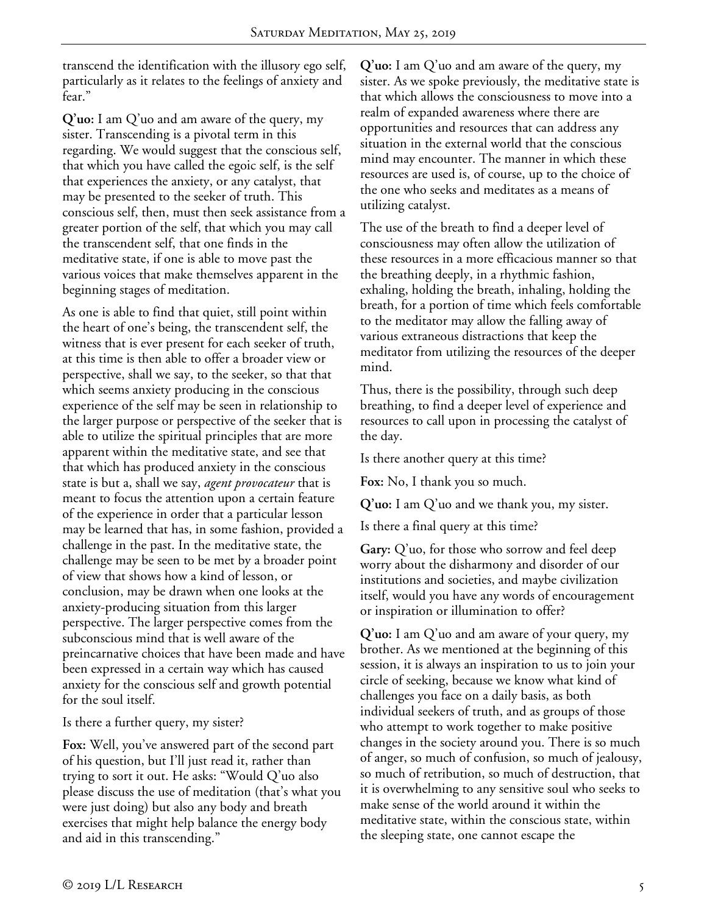transcend the identification with the illusory ego self, particularly as it relates to the feelings of anxiety and fear."

**Q'uo:** I am Q'uo and am aware of the query, my sister. Transcending is a pivotal term in this regarding. We would suggest that the conscious self, that which you have called the egoic self, is the self that experiences the anxiety, or any catalyst, that may be presented to the seeker of truth. This conscious self, then, must then seek assistance from a greater portion of the self, that which you may call the transcendent self, that one finds in the meditative state, if one is able to move past the various voices that make themselves apparent in the beginning stages of meditation.

As one is able to find that quiet, still point within the heart of one's being, the transcendent self, the witness that is ever present for each seeker of truth, at this time is then able to offer a broader view or perspective, shall we say, to the seeker, so that that which seems anxiety producing in the conscious experience of the self may be seen in relationship to the larger purpose or perspective of the seeker that is able to utilize the spiritual principles that are more apparent within the meditative state, and see that that which has produced anxiety in the conscious state is but a, shall we say, *agent provocateur* that is meant to focus the attention upon a certain feature of the experience in order that a particular lesson may be learned that has, in some fashion, provided a challenge in the past. In the meditative state, the challenge may be seen to be met by a broader point of view that shows how a kind of lesson, or conclusion, may be drawn when one looks at the anxiety-producing situation from this larger perspective. The larger perspective comes from the subconscious mind that is well aware of the preincarnative choices that have been made and have been expressed in a certain way which has caused anxiety for the conscious self and growth potential for the soul itself.

Is there a further query, my sister?

**Fox:** Well, you've answered part of the second part of his question, but I'll just read it, rather than trying to sort it out. He asks: "Would Q'uo also please discuss the use of meditation (that's what you were just doing) but also any body and breath exercises that might help balance the energy body and aid in this transcending."

**Q'uo:** I am Q'uo and am aware of the query, my sister. As we spoke previously, the meditative state is that which allows the consciousness to move into a realm of expanded awareness where there are opportunities and resources that can address any situation in the external world that the conscious mind may encounter. The manner in which these resources are used is, of course, up to the choice of the one who seeks and meditates as a means of utilizing catalyst.

The use of the breath to find a deeper level of consciousness may often allow the utilization of these resources in a more efficacious manner so that the breathing deeply, in a rhythmic fashion, exhaling, holding the breath, inhaling, holding the breath, for a portion of time which feels comfortable to the meditator may allow the falling away of various extraneous distractions that keep the meditator from utilizing the resources of the deeper mind.

Thus, there is the possibility, through such deep breathing, to find a deeper level of experience and resources to call upon in processing the catalyst of the day.

Is there another query at this time?

**Fox:** No, I thank you so much.

**Q'uo:** I am Q'uo and we thank you, my sister.

Is there a final query at this time?

**Gary:** Q'uo, for those who sorrow and feel deep worry about the disharmony and disorder of our institutions and societies, and maybe civilization itself, would you have any words of encouragement or inspiration or illumination to offer?

**Q'uo:** I am Q'uo and am aware of your query, my brother. As we mentioned at the beginning of this session, it is always an inspiration to us to join your circle of seeking, because we know what kind of challenges you face on a daily basis, as both individual seekers of truth, and as groups of those who attempt to work together to make positive changes in the society around you. There is so much of anger, so much of confusion, so much of jealousy, so much of retribution, so much of destruction, that it is overwhelming to any sensitive soul who seeks to make sense of the world around it within the meditative state, within the conscious state, within the sleeping state, one cannot escape the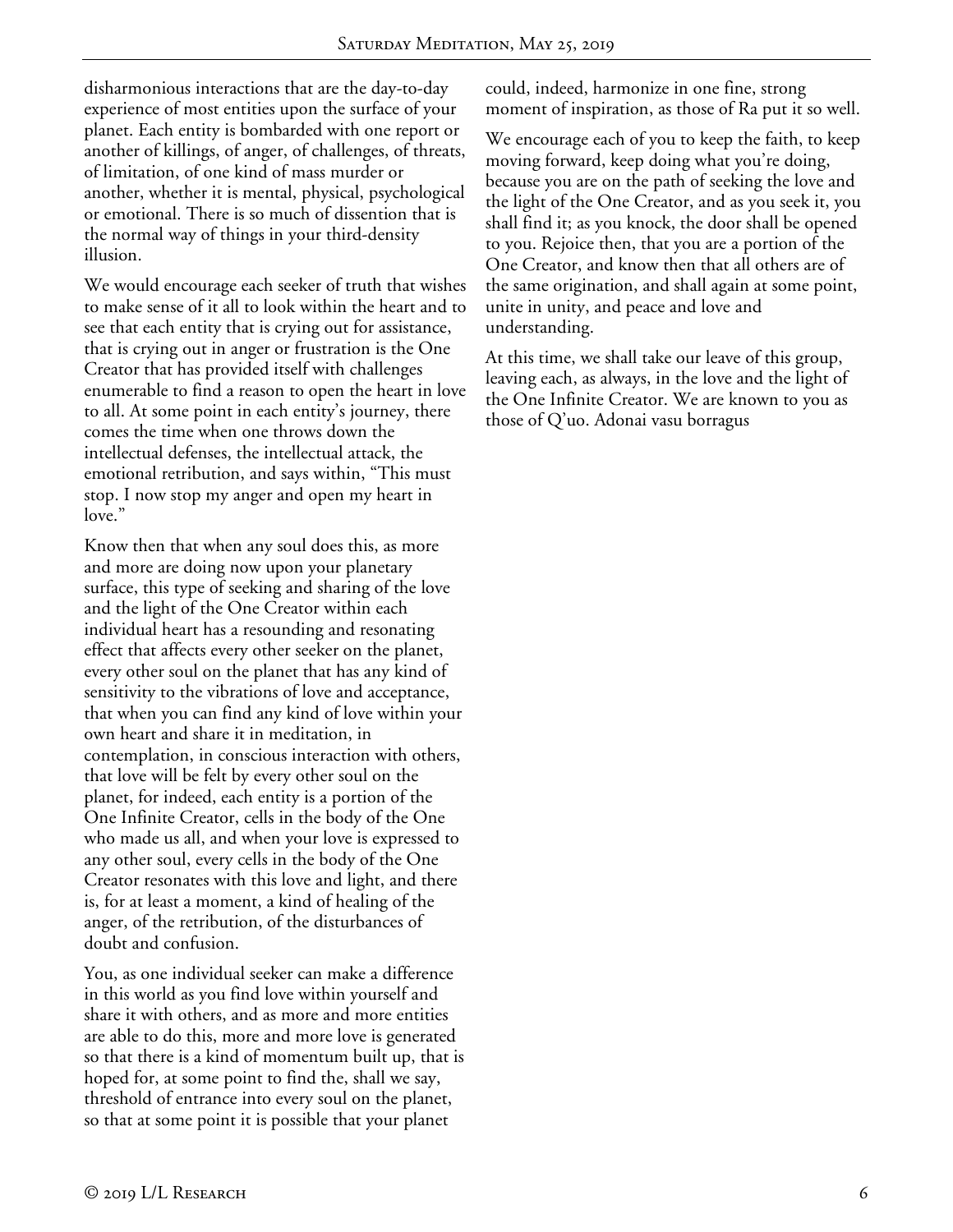disharmonious interactions that are the day-to-day experience of most entities upon the surface of your planet. Each entity is bombarded with one report or another of killings, of anger, of challenges, of threats, of limitation, of one kind of mass murder or another, whether it is mental, physical, psychological or emotional. There is so much of dissention that is the normal way of things in your third-density illusion.

We would encourage each seeker of truth that wishes to make sense of it all to look within the heart and to see that each entity that is crying out for assistance, that is crying out in anger or frustration is the One Creator that has provided itself with challenges enumerable to find a reason to open the heart in love to all. At some point in each entity's journey, there comes the time when one throws down the intellectual defenses, the intellectual attack, the emotional retribution, and says within, "This must stop. I now stop my anger and open my heart in love."

Know then that when any soul does this, as more and more are doing now upon your planetary surface, this type of seeking and sharing of the love and the light of the One Creator within each individual heart has a resounding and resonating effect that affects every other seeker on the planet, every other soul on the planet that has any kind of sensitivity to the vibrations of love and acceptance, that when you can find any kind of love within your own heart and share it in meditation, in contemplation, in conscious interaction with others, that love will be felt by every other soul on the planet, for indeed, each entity is a portion of the One Infinite Creator, cells in the body of the One who made us all, and when your love is expressed to any other soul, every cells in the body of the One Creator resonates with this love and light, and there is, for at least a moment, a kind of healing of the anger, of the retribution, of the disturbances of doubt and confusion.

You, as one individual seeker can make a difference in this world as you find love within yourself and share it with others, and as more and more entities are able to do this, more and more love is generated so that there is a kind of momentum built up, that is hoped for, at some point to find the, shall we say, threshold of entrance into every soul on the planet, so that at some point it is possible that your planet could, indeed, harmonize in one fine, strong moment of inspiration, as those of Ra put it so well.

We encourage each of you to keep the faith, to keep moving forward, keep doing what you're doing, because you are on the path of seeking the love and the light of the One Creator, and as you seek it, you shall find it; as you knock, the door shall be opened to you. Rejoice then, that you are a portion of the One Creator, and know then that all others are of the same origination, and shall again at some point, unite in unity, and peace and love and understanding.

At this time, we shall take our leave of this group, leaving each, as always, in the love and the light of the One Infinite Creator. We are known to you as those of Q'uo. Adonai vasu borragus